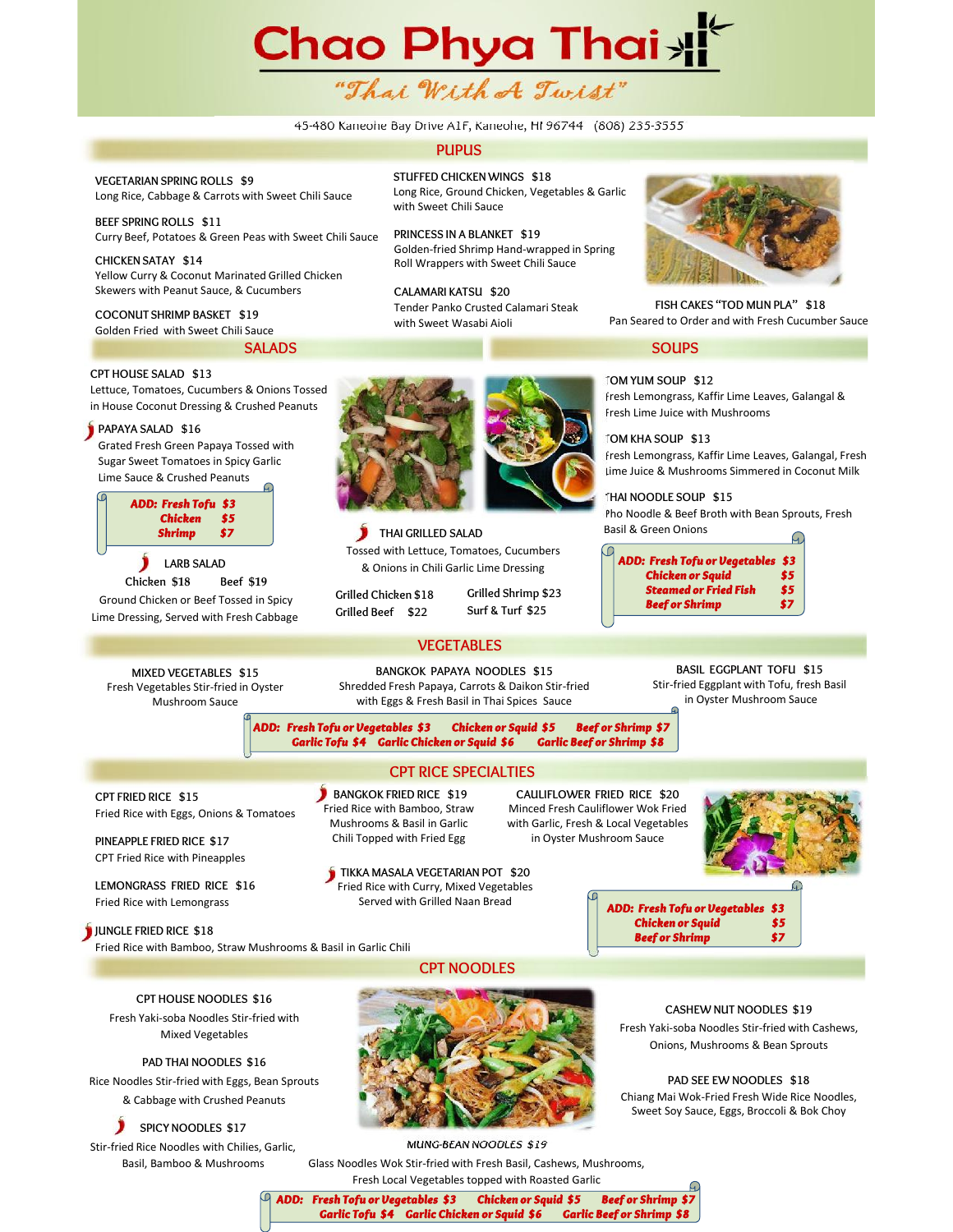# Chao Phya Thai

*"Thai With A Twist"*

45-480 Kaneohe Bay Drive A1F, Kaneohe, HI 96744 (808) 235-3555

## PUPUS

**VEGETARIAN SPRING ROLLS $9**
Long Rice, Cabbage & Carrots with Sweet Chili Sauce

**BEEF SPRING ROLLS $11**
Curry Beef, Potatoes & Green Peas with Sweet Chili Sauce

**CHICKEN SATAY $14**
Yellow Curry & Coconut Marinated Grilled Chicken Skewers with Peanut Sauce, & Cucumbers

**COCONUT SHRIMP BASKET $19**
Golden Fried with Sweet Chili Sauce

**STUFFED CHICKEN WINGS $18**
Long Rice, Ground Chicken, Vegetables & Garlic with Sweet Chili Sauce

**PRINCESS IN A BLANKET $19**
Golden-fried Shrimp Hand-wrapped in Spring Roll Wrappers with Sweet Chili Sauce

**CALAMARI KATSU $20**
Tender Panko Crusted Calamari Steak with Sweet Wasabi Aioli

**FISH CAKES "TOD MUN PLA" $18**
Pan Seared to Order and with Fresh Cucumber Sauce

## SALADS

**CPT HOUSE SALAD $13**
Lettuce, Tomatoes, Cucumbers & Onions Tossed in House Coconut Dressing & Crushed Peanuts

**PAPAYA SALAD $16**
Grated Fresh Green Papaya Tossed with Sugar Sweet Tomatoes in Spicy Garlic Lime Sauce & Crushed Peanuts

*ADD: Fresh Tofu $3 | Chicken $5 | Shrimp $7*

**LARB SALAD**
Chicken $18 Beef $19
Ground Chicken or Beef Tossed in Spicy Lime Dressing, Served with Fresh Cabbage

**THAI GRILLED SALAD**
Tossed with Lettuce, Tomatoes, Cucumbers & Onions in Chili Garlic Lime Dressing
Grilled Chicken $18 Grilled Shrimp $23
Grilled Beef $22 Surf & Turf $25

## SOUPS

**TOM YUM SOUP $12**
Fresh Lemongrass, Kaffir Lime Leaves, Galangal & Fresh Lime Juice with Mushrooms

**TOM KHA SOUP $13**
Fresh Lemongrass, Kaffir Lime Leaves, Galangal, Fresh Lime Juice & Mushrooms Simmered in Coconut Milk

**THAI NOODLE SOUP $15**
Pho Noodle & Beef Broth with Bean Sprouts, Fresh Basil & Green Onions

*ADD: Fresh Tofu or Vegetables $3 | Chicken or Squid $5 | Steamed or Fried Fish $5 | Beef or Shrimp $7*

## VEGETABLES

**MIXED VEGETABLES $15**
Fresh Vegetables Stir-fried in Oyster Mushroom Sauce

**BANGKOK PAPAYA NOODLES $15**
Shredded Fresh Papaya, Carrots & Daikon Stir-fried with Eggs & Fresh Basil in Thai Spices Sauce

**BASIL EGGPLANT TOFU $15**
Stir-fried Eggplant with Tofu, fresh Basil in Oyster Mushroom Sauce

*ADD: Fresh Tofu or Vegetables $3 | Chicken or Squid $5 | Beef or Shrimp $7 | Garlic Tofu $4 | Garlic Chicken or Squid $6 | Garlic Beef or Shrimp $8*

## CPT RICE SPECIALTIES

**CPT FRIED RICE $15**
Fried Rice with Eggs, Onions & Tomatoes

**PINEAPPLE FRIED RICE $17**
CPT Fried Rice with Pineapples

**LEMONGRASS FRIED RICE $16**
Fried Rice with Lemongrass

**JUNGLE FRIED RICE $18**
Fried Rice with Bamboo, Straw Mushrooms & Basil in Garlic Chili

**BANGKOK FRIED RICE $19**
Fried Rice with Bamboo, Straw Mushrooms & Basil in Garlic Chili Topped with Fried Egg

**TIKKA MASALA VEGETARIAN POT $20**
Fried Rice with Curry, Mixed Vegetables Served with Grilled Naan Bread

**CAULIFLOWER FRIED RICE $20**
Minced Fresh Cauliflower Wok Fried with Garlic, Fresh & Local Vegetables in Oyster Mushroom Sauce

*ADD: Fresh Tofu or Vegetables $3 | Chicken or Squid $5 | Beef or Shrimp $7*

## CPT NOODLES

**CPT HOUSE NOODLES $16**
Fresh Yaki-soba Noodles Stir-fried with Mixed Vegetables

**PAD THAI NOODLES $16**
Rice Noodles Stir-fried with Eggs, Bean Sprouts & Cabbage with Crushed Peanuts

**SPICY NOODLES $17**
Stir-fried Rice Noodles with Chilies, Garlic, Basil, Bamboo & Mushrooms

**CASHEW NUT NOODLES $19**
Fresh Yaki-soba Noodles Stir-fried with Cashews, Onions, Mushrooms & Bean Sprouts

**PAD SEE EW NOODLES $18**
Chiang Mai Wok-Fried Fresh Wide Rice Noodles, Sweet Soy Sauce, Eggs, Broccoli & Bok Choy

**MUNG-BEAN NOODLES $19**
Glass Noodles Wok Stir-fried with Fresh Basil, Cashews, Mushrooms, Fresh Local Vegetables topped with Roasted Garlic

*ADD: Fresh Tofu or Vegetables $3 | Chicken or Squid $5 | Beef or Shrimp $7 | Garlic Tofu $4 | Garlic Chicken or Squid $6 | Garlic Beef or Shrimp $8*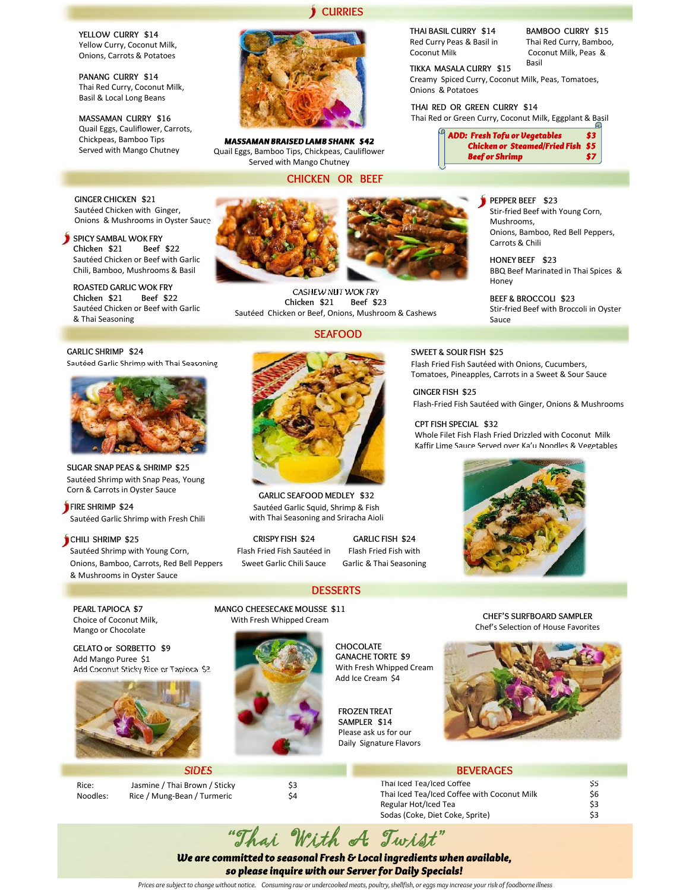## CURRIES

**YELLOW CURRY $14**
Yellow Curry, Coconut Milk, Onions, Carrots & Potatoes

**PANANG CURRY $14**
Thai Red Curry, Coconut Milk, Basil & Local Long Beans

**MASSAMAN CURRY $16**
Quail Eggs, Cauliflower, Carrots, Chickpeas, Bamboo Tips
Served with Mango Chutney

**MASSAMAN BRAISED LAMB SHANK $42**
Quail Eggs, Bamboo Tips, Chickpeas, Cauliflower
Served with Mango Chutney

**THAI BASIL CURRY $14**
Red Curry Peas & Basil in Coconut Milk

**BAMBOO CURRY $15**
Thai Red Curry, Bamboo, Coconut Milk, Peas & Basil

**TIKKA MASALA CURRY $15**
Creamy Spiced Curry, Coconut Milk, Peas, Tomatoes, Onions & Potatoes

**THAI RED OR GREEN CURRY $14**
Thai Red or Green Curry, Coconut Milk, Eggplant & Basil

**ADD: Fresh Tofu or Vegetables $3**
**Chicken or Steamed/Fried Fish $5**
**Beef or Shrimp $7**

## CHICKEN OR BEEF

**GINGER CHICKEN $21**
Sautéed Chicken with Ginger, Onions & Mushrooms in Oyster Sauce

**SPICY SAMBAL WOK FRY**
Chicken $21 Beef $22
Sautéed Chicken or Beef with Garlic Chili, Bamboo, Mushrooms & Basil

**ROASTED GARLIC WOK FRY**
Chicken $21 Beef $22
Sautéed Chicken or Beef with Garlic & Thai Seasoning

**CASHEW NUT WOK FRY**
Chicken $21 Beef $23
Sautéed Chicken or Beef, Onions, Mushroom & Cashews

**PEPPER BEEF $23**
Stir-fried Beef with Young Corn, Mushrooms, Onions, Bamboo, Red Bell Peppers, Carrots & Chili

**HONEY BEEF $23**
BBQ Beef Marinated in Thai Spices & Honey

**BEEF & BROCCOLI $23**
Stir-fried Beef with Broccoli in Oyster Sauce

## SEAFOOD

**GARLIC SHRIMP $24**
Sautéed Garlic Shrimp with Thai Seasoning

**SUGAR SNAP PEAS & SHRIMP $25**
Sautéed Shrimp with Snap Peas, Young Corn & Carrots in Oyster Sauce

**FIRE SHRIMP $24**
Sautéed Garlic Shrimp with Fresh Chili

**CHILI SHRIMP $25**
Sautéed Shrimp with Young Corn, Onions, Bamboo, Carrots, Red Bell Peppers & Mushrooms in Oyster Sauce

**GARLIC SEAFOOD MEDLEY $32**
Sautéed Garlic Squid, Shrimp & Fish with Thai Seasoning and Sriracha Aioli

**CRISPY FISH $24**
Flash Fried Fish Sautéed in Sweet Garlic Chili Sauce

**GARLIC FISH $24**
Flash Fried Fish with Garlic & Thai Seasoning

**SWEET & SOUR FISH $25**
Flash Fried Fish Sautéed with Onions, Cucumbers, Tomatoes, Pineapples, Carrots in a Sweet & Sour Sauce

**GINGER FISH $25**
Flash-Fried Fish Sautéed with Ginger, Onions & Mushrooms

**CPT FISH SPECIAL $32**
Whole Filet Fish Flash Fried Drizzled with Coconut Milk Kaffir Lime Sauce Served over Ka'u Noodles & Vegetables

## DESSERTS

**PEARL TAPIOCA $7**
Choice of Coconut Milk, Mango or Chocolate

**GELATO or SORBETTO $9**
Add Mango Puree $1
Add Coconut Sticky Rice or Tapioca $2

**MANGO CHEESECAKE MOUSSE $11**
With Fresh Whipped Cream

**CHOCOLATE GANACHE TORTE $9**
With Fresh Whipped Cream
Add Ice Cream $4

**FROZEN TREAT SAMPLER $14**
Please ask us for our Daily Signature Flavors

**CHEF'S SURFBOARD SAMPLER**
Chef's Selection of House Favorites

## SIDES

| | | |
|---|---|---|
| Rice: | Jasmine / Thai Brown / Sticky | $3 |
| Noodles: | Rice / Mung-Bean / Turmeric | $4 |

## BEVERAGES

| | |
|---|---|
| Thai Iced Tea/Iced Coffee | $5 |
| Thai Iced Tea/Iced Coffee with Coconut Milk | $6 |
| Regular Hot/Iced Tea | $3 |
| Sodas (Coke, Diet Coke, Sprite) | $3 |

# "Thai With A Twist"

***We are committed to seasonal Fresh & Local ingredients when available, so please inquire with our Server for Daily Specials!***

*Prices are subject to change without notice. Consuming raw or undercooked meats, poultry, shellfish, or eggs may increase your risk of foodborne illness*